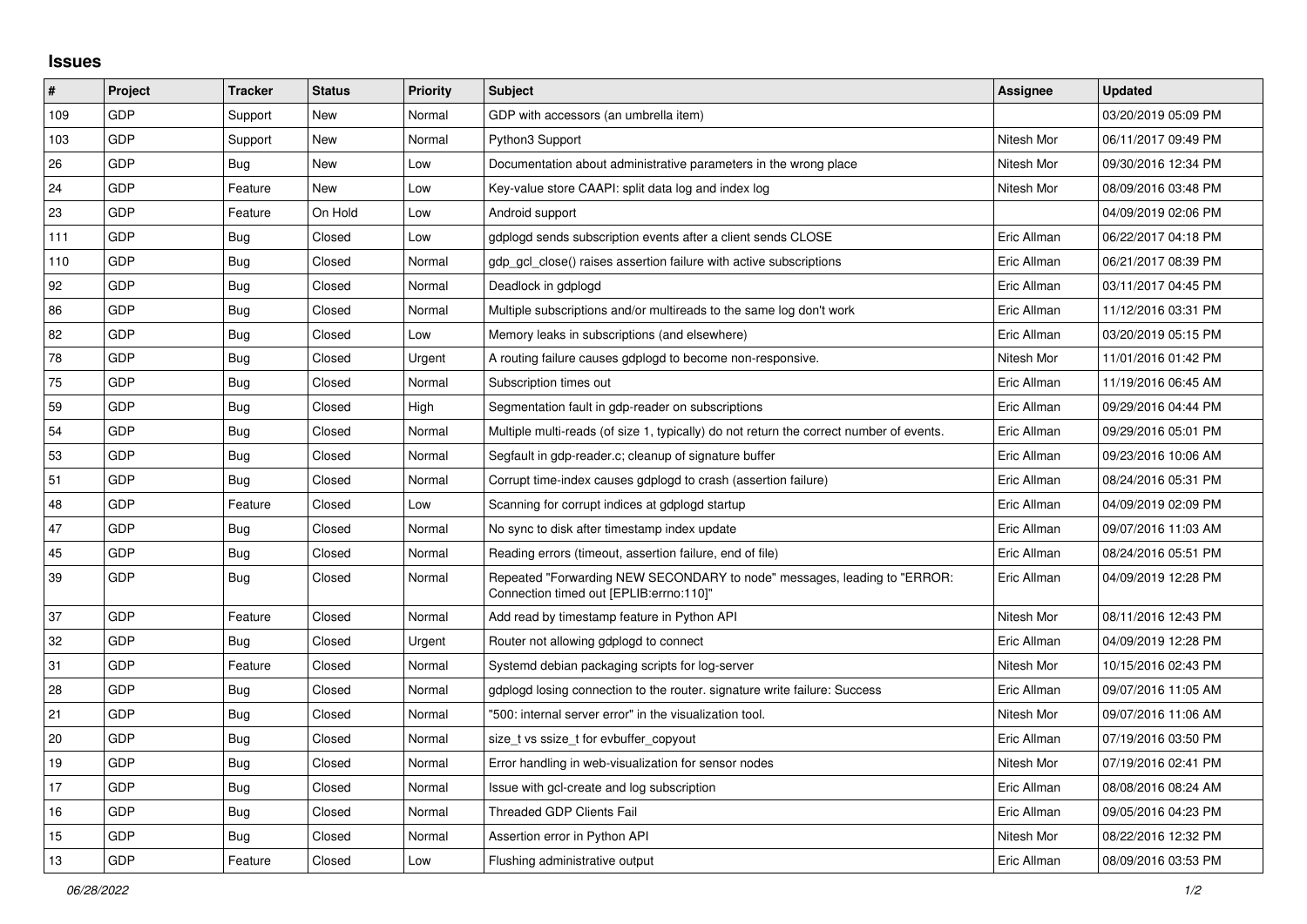# Issues

| # | Project | Tracker | Status | Priority | Subject | Assignee | Updated |
|---|---|---|---|---|---|---|---|
| 109 | GDP | Support | New | Normal | GDP with accessors (an umbrella item) | | 03/20/2019 05:09 PM |
| 103 | GDP | Support | New | Normal | Python3 Support | Nitesh Mor | 06/11/2017 09:49 PM |
| 26 | GDP | Bug | New | Low | Documentation about administrative parameters in the wrong place | Nitesh Mor | 09/30/2016 12:34 PM |
| 24 | GDP | Feature | New | Low | Key-value store CAAPI: split data log and index log | Nitesh Mor | 08/09/2016 03:48 PM |
| 23 | GDP | Feature | On Hold | Low | Android support | | 04/09/2019 02:06 PM |
| 111 | GDP | Bug | Closed | Low | gdplogd sends subscription events after a client sends CLOSE | Eric Allman | 06/22/2017 04:18 PM |
| 110 | GDP | Bug | Closed | Normal | gdp_gcl_close() raises assertion failure with active subscriptions | Eric Allman | 06/21/2017 08:39 PM |
| 92 | GDP | Bug | Closed | Normal | Deadlock in gdplogd | Eric Allman | 03/11/2017 04:45 PM |
| 86 | GDP | Bug | Closed | Normal | Multiple subscriptions and/or multireads to the same log don't work | Eric Allman | 11/12/2016 03:31 PM |
| 82 | GDP | Bug | Closed | Low | Memory leaks in subscriptions (and elsewhere) | Eric Allman | 03/20/2019 05:15 PM |
| 78 | GDP | Bug | Closed | Urgent | A routing failure causes gdplogd to become non-responsive. | Nitesh Mor | 11/01/2016 01:42 PM |
| 75 | GDP | Bug | Closed | Normal | Subscription times out | Eric Allman | 11/19/2016 06:45 AM |
| 59 | GDP | Bug | Closed | High | Segmentation fault in gdp-reader on subscriptions | Eric Allman | 09/29/2016 04:44 PM |
| 54 | GDP | Bug | Closed | Normal | Multiple multi-reads (of size 1, typically) do not return the correct number of events. | Eric Allman | 09/29/2016 05:01 PM |
| 53 | GDP | Bug | Closed | Normal | Segfault in gdp-reader.c; cleanup of signature buffer | Eric Allman | 09/23/2016 10:06 AM |
| 51 | GDP | Bug | Closed | Normal | Corrupt time-index causes gdplogd to crash (assertion failure) | Eric Allman | 08/24/2016 05:31 PM |
| 48 | GDP | Feature | Closed | Low | Scanning for corrupt indices at gdplogd startup | Eric Allman | 04/09/2019 02:09 PM |
| 47 | GDP | Bug | Closed | Normal | No sync to disk after timestamp index update | Eric Allman | 09/07/2016 11:03 AM |
| 45 | GDP | Bug | Closed | Normal | Reading errors (timeout, assertion failure, end of file) | Eric Allman | 08/24/2016 05:51 PM |
| 39 | GDP | Bug | Closed | Normal | Repeated "Forwarding NEW SECONDARY to node" messages, leading to "ERROR: Connection timed out [EPLIB:errno:110]" | Eric Allman | 04/09/2019 12:28 PM |
| 37 | GDP | Feature | Closed | Normal | Add read by timestamp feature in Python API | Nitesh Mor | 08/11/2016 12:43 PM |
| 32 | GDP | Bug | Closed | Urgent | Router not allowing gdplogd to connect | Eric Allman | 04/09/2019 12:28 PM |
| 31 | GDP | Feature | Closed | Normal | Systemd debian packaging scripts for log-server | Nitesh Mor | 10/15/2016 02:43 PM |
| 28 | GDP | Bug | Closed | Normal | gdplogd losing connection to the router. signature write failure: Success | Eric Allman | 09/07/2016 11:05 AM |
| 21 | GDP | Bug | Closed | Normal | "500: internal server error" in the visualization tool. | Nitesh Mor | 09/07/2016 11:06 AM |
| 20 | GDP | Bug | Closed | Normal | size_t vs ssize_t for evbuffer_copyout | Eric Allman | 07/19/2016 03:50 PM |
| 19 | GDP | Bug | Closed | Normal | Error handling in web-visualization for sensor nodes | Nitesh Mor | 07/19/2016 02:41 PM |
| 17 | GDP | Bug | Closed | Normal | Issue with gcl-create and log subscription | Eric Allman | 08/08/2016 08:24 AM |
| 16 | GDP | Bug | Closed | Normal | Threaded GDP Clients Fail | Eric Allman | 09/05/2016 04:23 PM |
| 15 | GDP | Bug | Closed | Normal | Assertion error in Python API | Nitesh Mor | 08/22/2016 12:32 PM |
| 13 | GDP | Feature | Closed | Low | Flushing administrative output | Eric Allman | 08/09/2016 03:53 PM |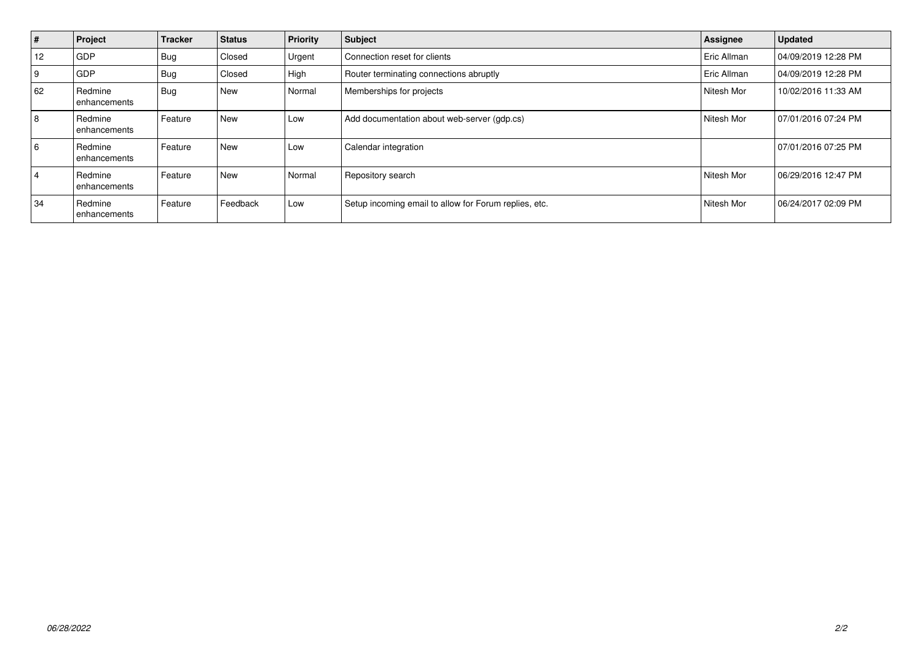| # | Project | Tracker | Status | Priority | Subject | Assignee | Updated |
|---|---|---|---|---|---|---|---|
| 12 | GDP | Bug | Closed | Urgent | Connection reset for clients | Eric Allman | 04/09/2019 12:28 PM |
| 9 | GDP | Bug | Closed | High | Router terminating connections abruptly | Eric Allman | 04/09/2019 12:28 PM |
| 62 | Redmine enhancements | Bug | New | Normal | Memberships for projects | Nitesh Mor | 10/02/2016 11:33 AM |
| 8 | Redmine enhancements | Feature | New | Low | Add documentation about web-server (gdp.cs) | Nitesh Mor | 07/01/2016 07:24 PM |
| 6 | Redmine enhancements | Feature | New | Low | Calendar integration | | 07/01/2016 07:25 PM |
| 4 | Redmine enhancements | Feature | New | Normal | Repository search | Nitesh Mor | 06/29/2016 12:47 PM |
| 34 | Redmine enhancements | Feature | Feedback | Low | Setup incoming email to allow for Forum replies, etc. | Nitesh Mor | 06/24/2017 02:09 PM |